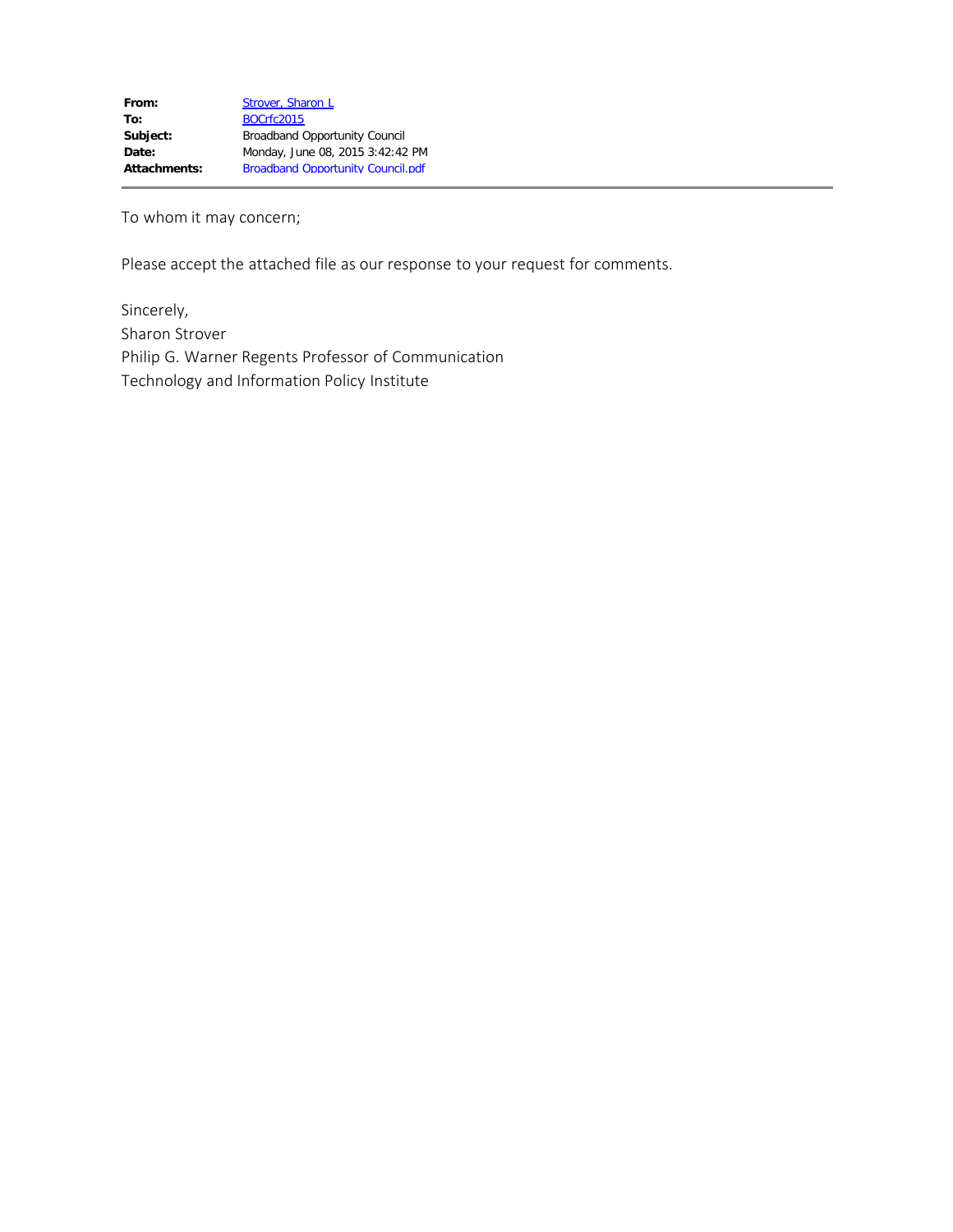| | |
|---|---|
| **From:** | Strover, Sharon L |
| **To:** | BOCrfc2015 |
| **Subject:** | Broadband Opportunity Council |
| **Date:** | Monday, June 08, 2015 3:42:42 PM |
| **Attachments:** | Broadband Opportunity Council.pdf |

To whom it may concern;

Please accept the attached file as our response to your request for comments.

Sincerely,
Sharon Strover
Philip G. Warner Regents Professor of Communication
Technology and Information Policy Institute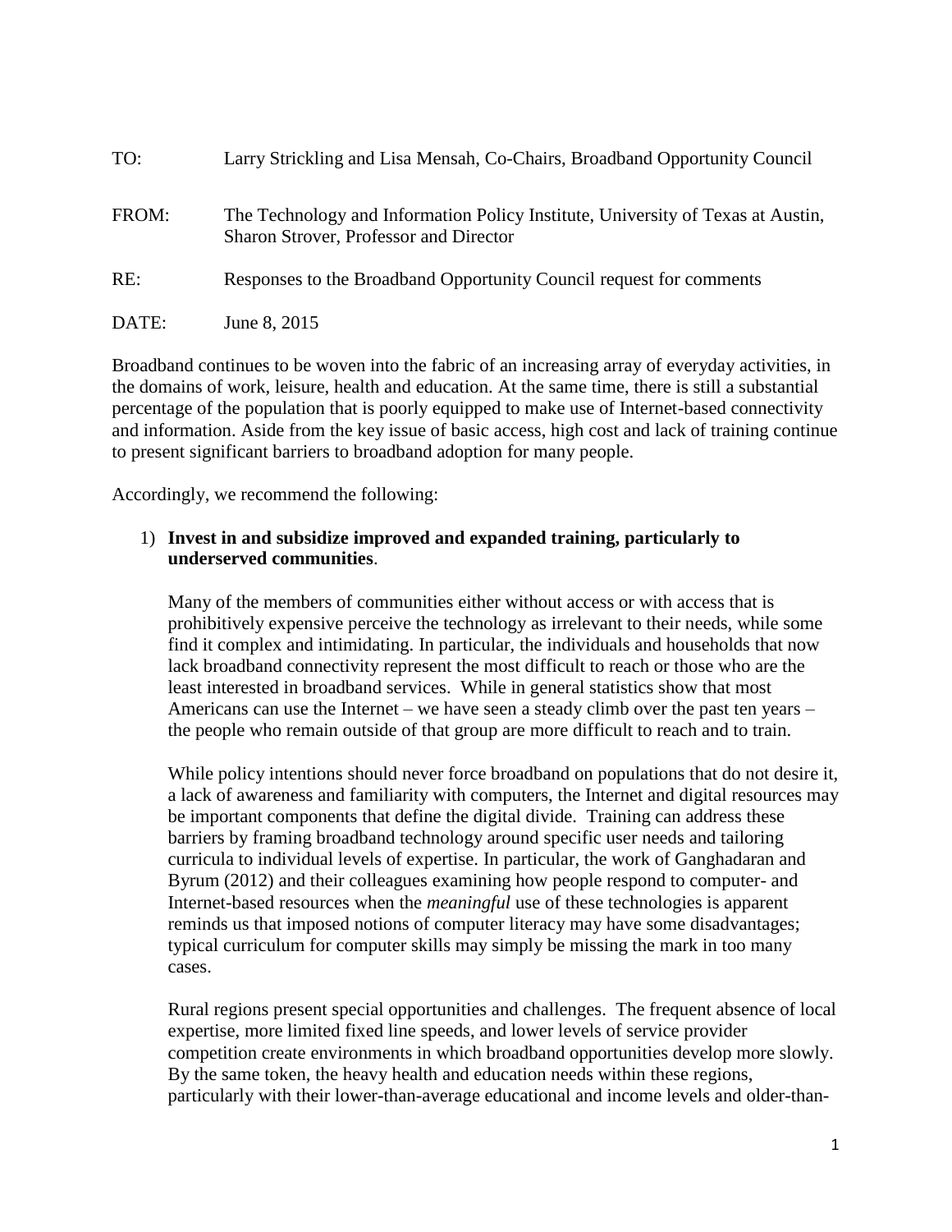TO: Larry Strickling and Lisa Mensah, Co-Chairs, Broadband Opportunity Council

FROM: The Technology and Information Policy Institute, University of Texas at Austin, Sharon Strover, Professor and Director

RE: Responses to the Broadband Opportunity Council request for comments

DATE: June 8, 2015

Broadband continues to be woven into the fabric of an increasing array of everyday activities, in the domains of work, leisure, health and education. At the same time, there is still a substantial percentage of the population that is poorly equipped to make use of Internet-based connectivity and information. Aside from the key issue of basic access, high cost and lack of training continue to present significant barriers to broadband adoption for many people.

Accordingly, we recommend the following:

1) **Invest in and subsidize improved and expanded training, particularly to underserved communities**.

   Many of the members of communities either without access or with access that is prohibitively expensive perceive the technology as irrelevant to their needs, while some find it complex and intimidating. In particular, the individuals and households that now lack broadband connectivity represent the most difficult to reach or those who are the least interested in broadband services. While in general statistics show that most Americans can use the Internet – we have seen a steady climb over the past ten years – the people who remain outside of that group are more difficult to reach and to train.

   While policy intentions should never force broadband on populations that do not desire it, a lack of awareness and familiarity with computers, the Internet and digital resources may be important components that define the digital divide. Training can address these barriers by framing broadband technology around specific user needs and tailoring curricula to individual levels of expertise. In particular, the work of Ganghadaran and Byrum (2012) and their colleagues examining how people respond to computer- and Internet-based resources when the *meaningful* use of these technologies is apparent reminds us that imposed notions of computer literacy may have some disadvantages; typical curriculum for computer skills may simply be missing the mark in too many cases.

   Rural regions present special opportunities and challenges. The frequent absence of local expertise, more limited fixed line speeds, and lower levels of service provider competition create environments in which broadband opportunities develop more slowly. By the same token, the heavy health and education needs within these regions, particularly with their lower-than-average educational and income levels and older-than-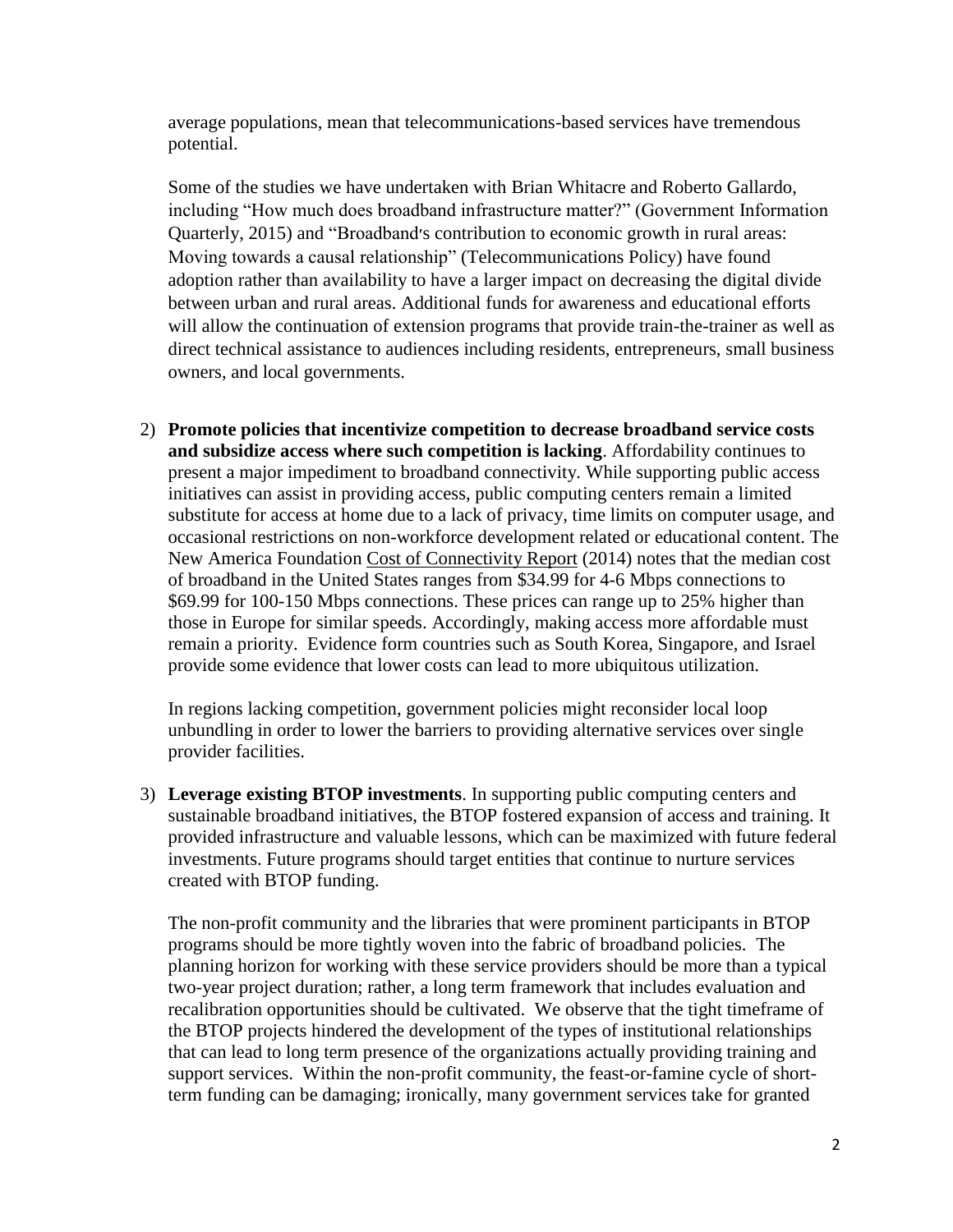average populations, mean that telecommunications-based services have tremendous potential.

Some of the studies we have undertaken with Brian Whitacre and Roberto Gallardo, including "How much does broadband infrastructure matter?" (Government Information Quarterly, 2015) and "Broadband's contribution to economic growth in rural areas: Moving towards a causal relationship" (Telecommunications Policy) have found adoption rather than availability to have a larger impact on decreasing the digital divide between urban and rural areas. Additional funds for awareness and educational efforts will allow the continuation of extension programs that provide train-the-trainer as well as direct technical assistance to audiences including residents, entrepreneurs, small business owners, and local governments.

2) **Promote policies that incentivize competition to decrease broadband service costs and subsidize access where such competition is lacking**. Affordability continues to present a major impediment to broadband connectivity. While supporting public access initiatives can assist in providing access, public computing centers remain a limited substitute for access at home due to a lack of privacy, time limits on computer usage, and occasional restrictions on non-workforce development related or educational content. The New America Foundation Cost of Connectivity Report (2014) notes that the median cost of broadband in the United States ranges from $34.99 for 4-6 Mbps connections to $69.99 for 100-150 Mbps connections. These prices can range up to 25% higher than those in Europe for similar speeds. Accordingly, making access more affordable must remain a priority. Evidence form countries such as South Korea, Singapore, and Israel provide some evidence that lower costs can lead to more ubiquitous utilization.

   In regions lacking competition, government policies might reconsider local loop unbundling in order to lower the barriers to providing alternative services over single provider facilities.

3) **Leverage existing BTOP investments**. In supporting public computing centers and sustainable broadband initiatives, the BTOP fostered expansion of access and training. It provided infrastructure and valuable lessons, which can be maximized with future federal investments. Future programs should target entities that continue to nurture services created with BTOP funding.

   The non-profit community and the libraries that were prominent participants in BTOP programs should be more tightly woven into the fabric of broadband policies. The planning horizon for working with these service providers should be more than a typical two-year project duration; rather, a long term framework that includes evaluation and recalibration opportunities should be cultivated. We observe that the tight timeframe of the BTOP projects hindered the development of the types of institutional relationships that can lead to long term presence of the organizations actually providing training and support services. Within the non-profit community, the feast-or-famine cycle of short-term funding can be damaging; ironically, many government services take for granted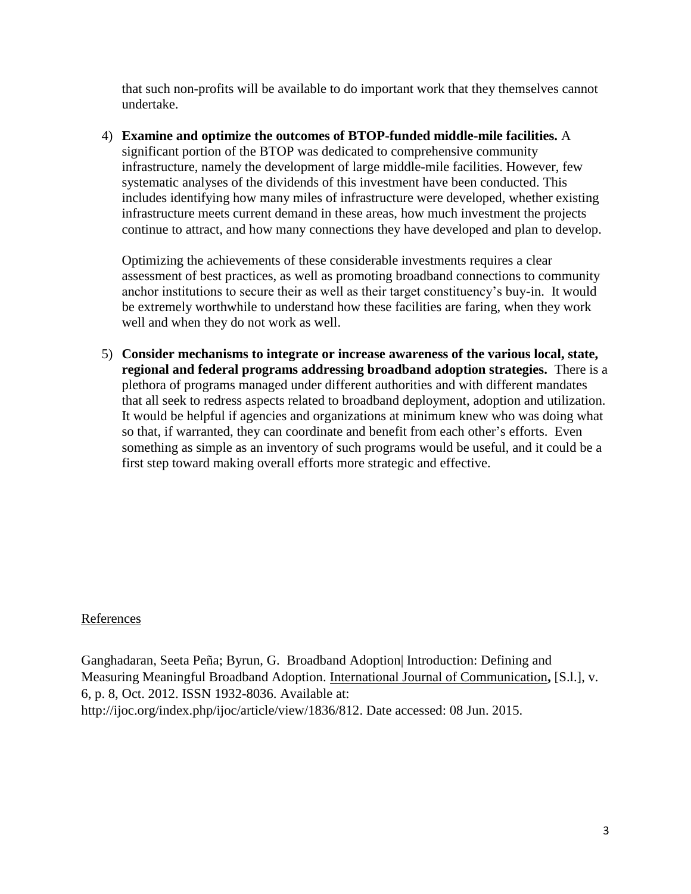that such non-profits will be available to do important work that they themselves cannot undertake.

4) **Examine and optimize the outcomes of BTOP-funded middle-mile facilities.** A significant portion of the BTOP was dedicated to comprehensive community infrastructure, namely the development of large middle-mile facilities. However, few systematic analyses of the dividends of this investment have been conducted. This includes identifying how many miles of infrastructure were developed, whether existing infrastructure meets current demand in these areas, how much investment the projects continue to attract, and how many connections they have developed and plan to develop.

   Optimizing the achievements of these considerable investments requires a clear assessment of best practices, as well as promoting broadband connections to community anchor institutions to secure their as well as their target constituency's buy-in. It would be extremely worthwhile to understand how these facilities are faring, when they work well and when they do not work as well.

5) **Consider mechanisms to integrate or increase awareness of the various local, state, regional and federal programs addressing broadband adoption strategies.** There is a plethora of programs managed under different authorities and with different mandates that all seek to redress aspects related to broadband deployment, adoption and utilization. It would be helpful if agencies and organizations at minimum knew who was doing what so that, if warranted, they can coordinate and benefit from each other's efforts. Even something as simple as an inventory of such programs would be useful, and it could be a first step toward making overall efforts more strategic and effective.

References

Ganghadaran, Seeta Peña; Byrun, G. Broadband Adoption| Introduction: Defining and Measuring Meaningful Broadband Adoption. International Journal of Communication**,** [S.l.], v. 6, p. 8, Oct. 2012. ISSN 1932-8036. Available at: http://ijoc.org/index.php/ijoc/article/view/1836/812. Date accessed: 08 Jun. 2015.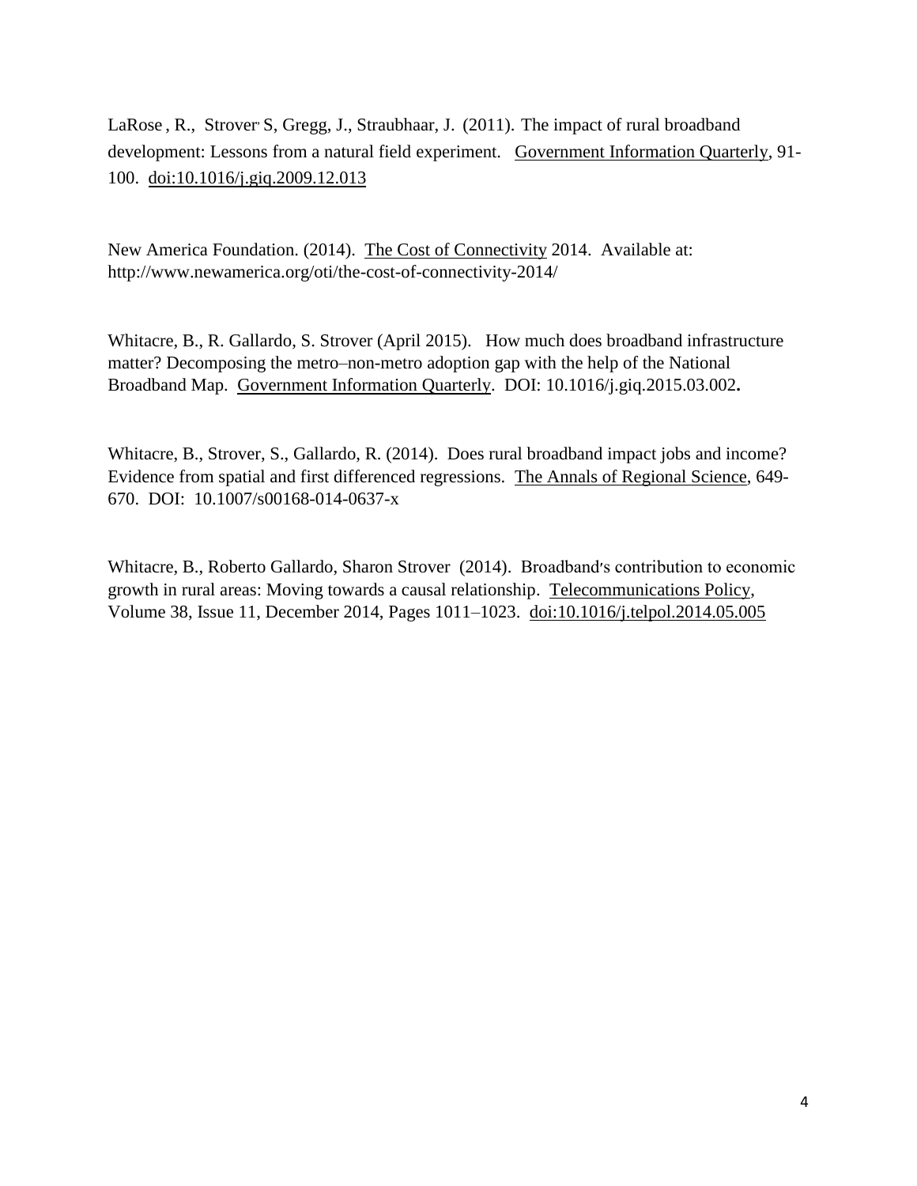LaRose , R., Strover, S, Gregg, J., Straubhaar, J. (2011). The impact of rural broadband development: Lessons from a natural field experiment. Government Information Quarterly, 91-100. doi:10.1016/j.giq.2009.12.013

New America Foundation. (2014). The Cost of Connectivity 2014. Available at: http://www.newamerica.org/oti/the-cost-of-connectivity-2014/

Whitacre, B., R. Gallardo, S. Strover (April 2015). How much does broadband infrastructure matter? Decomposing the metro–non-metro adoption gap with the help of the National Broadband Map. Government Information Quarterly. DOI: 10.1016/j.giq.2015.03.002**.**

Whitacre, B., Strover, S., Gallardo, R. (2014). Does rural broadband impact jobs and income? Evidence from spatial and first differenced regressions. The Annals of Regional Science, 649-670. DOI: 10.1007/s00168-014-0637-x

Whitacre, B., Roberto Gallardo, Sharon Strover (2014). Broadband's contribution to economic growth in rural areas: Moving towards a causal relationship. Telecommunications Policy, Volume 38, Issue 11, December 2014, Pages 1011–1023. doi:10.1016/j.telpol.2014.05.005